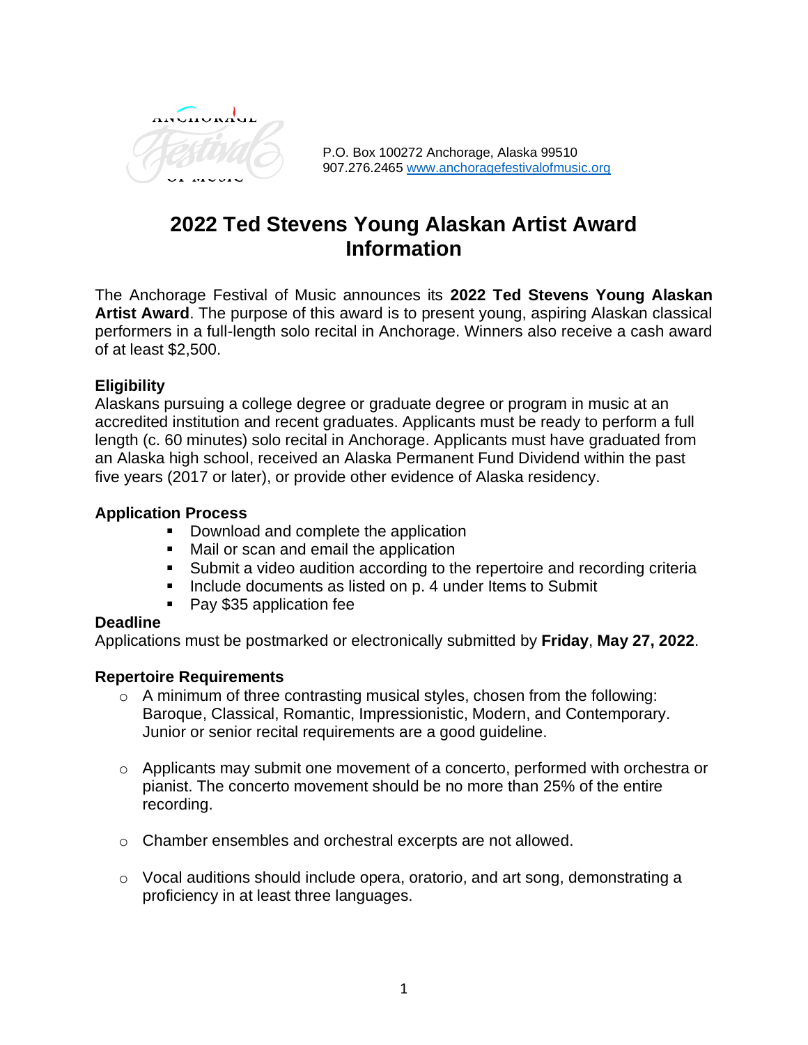P.O. Box 100272 Anchorage, Alaska 99510
907.276.2465 [www.anchoragefestivalofmusic.org](http://www.anchoragefestivalofmusic.org)

# 2022 Ted Stevens Young Alaskan Artist Award Information

The Anchorage Festival of Music announces its **2022 Ted Stevens Young Alaskan Artist Award**. The purpose of this award is to present young, aspiring Alaskan classical performers in a full-length solo recital in Anchorage. Winners also receive a cash award of at least $2,500.

**Eligibility**

Alaskans pursuing a college degree or graduate degree or program in music at an accredited institution and recent graduates. Applicants must be ready to perform a full length (c. 60 minutes) solo recital in Anchorage. Applicants must have graduated from an Alaska high school, received an Alaska Permanent Fund Dividend within the past five years (2017 or later), or provide other evidence of Alaska residency.

**Application Process**

- Download and complete the application
- Mail or scan and email the application
- Submit a video audition according to the repertoire and recording criteria
- Include documents as listed on p. 4 under Items to Submit
- Pay $35 application fee

**Deadline**

Applications must be postmarked or electronically submitted by **Friday**, **May 27, 2022**.

**Repertoire Requirements**

- A minimum of three contrasting musical styles, chosen from the following: Baroque, Classical, Romantic, Impressionistic, Modern, and Contemporary. Junior or senior recital requirements are a good guideline.
- Applicants may submit one movement of a concerto, performed with orchestra or pianist. The concerto movement should be no more than 25% of the entire recording.
- Chamber ensembles and orchestral excerpts are not allowed.
- Vocal auditions should include opera, oratorio, and art song, demonstrating a proficiency in at least three languages.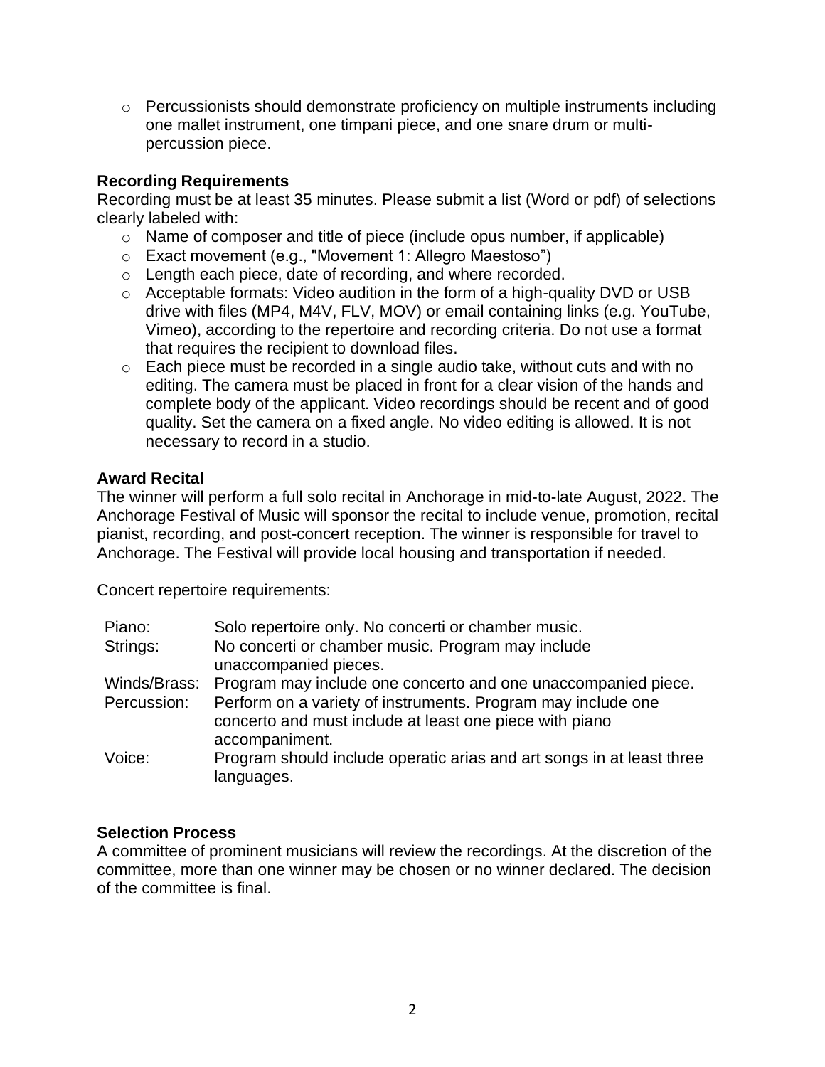- Percussionists should demonstrate proficiency on multiple instruments including one mallet instrument, one timpani piece, and one snare drum or multi-percussion piece.

**Recording Requirements**

Recording must be at least 35 minutes. Please submit a list (Word or pdf) of selections clearly labeled with:

- Name of composer and title of piece (include opus number, if applicable)
- Exact movement (e.g., "Movement 1: Allegro Maestoso")
- Length each piece, date of recording, and where recorded.
- Acceptable formats: Video audition in the form of a high-quality DVD or USB drive with files (MP4, M4V, FLV, MOV) or email containing links (e.g. YouTube, Vimeo), according to the repertoire and recording criteria. Do not use a format that requires the recipient to download files.
- Each piece must be recorded in a single audio take, without cuts and with no editing. The camera must be placed in front for a clear vision of the hands and complete body of the applicant. Video recordings should be recent and of good quality. Set the camera on a fixed angle. No video editing is allowed. It is not necessary to record in a studio.

**Award Recital**

The winner will perform a full solo recital in Anchorage in mid-to-late August, 2022. The Anchorage Festival of Music will sponsor the recital to include venue, promotion, recital pianist, recording, and post-concert reception. The winner is responsible for travel to Anchorage. The Festival will provide local housing and transportation if needed.

Concert repertoire requirements:

| | |
|---|---|
| Piano: | Solo repertoire only. No concerti or chamber music. |
| Strings: | No concerti or chamber music. Program may include unaccompanied pieces. |
| Winds/Brass: | Program may include one concerto and one unaccompanied piece. |
| Percussion: | Perform on a variety of instruments. Program may include one concerto and must include at least one piece with piano accompaniment. |
| Voice: | Program should include operatic arias and art songs in at least three languages. |

**Selection Process**

A committee of prominent musicians will review the recordings. At the discretion of the committee, more than one winner may be chosen or no winner declared. The decision of the committee is final.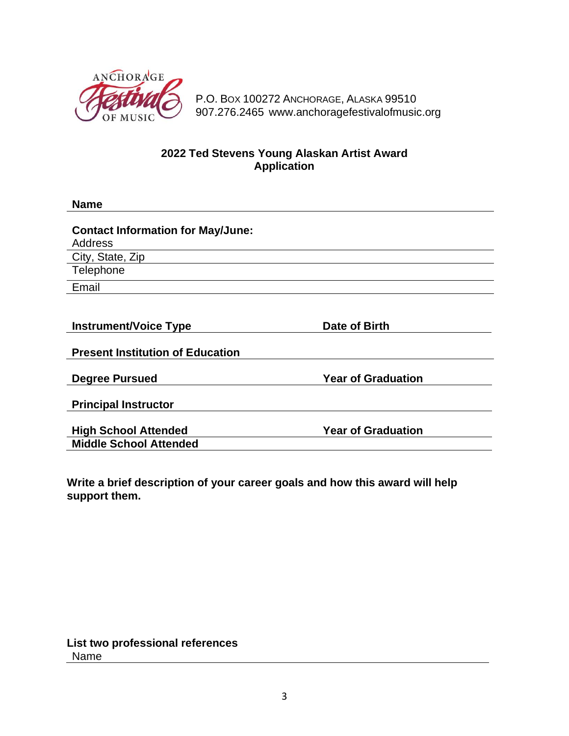ANCHORAGE Festival OF MUSIC

P.O. BOX 100272 ANCHORAGE, ALASKA 99510
907.276.2465 www.anchoragefestivalofmusic.org

## 2022 Ted Stevens Young Alaskan Artist Award Application

**Name** \_\_\_\_\_\_\_\_\_\_\_\_\_\_\_\_\_\_\_\_\_\_\_\_\_\_\_\_\_\_\_\_\_\_\_\_\_\_\_\_

**Contact Information for May/June:**

Address \_\_\_\_\_\_\_\_\_\_\_\_\_\_\_\_\_\_\_\_\_\_\_\_\_\_\_\_\_\_\_\_\_\_\_\_\_\_\_\_

City, State, Zip \_\_\_\_\_\_\_\_\_\_\_\_\_\_\_\_\_\_\_\_\_\_\_\_\_\_\_\_\_\_\_\_\_\_\_\_\_\_\_\_

Telephone \_\_\_\_\_\_\_\_\_\_\_\_\_\_\_\_\_\_\_\_\_\_\_\_\_\_\_\_\_\_\_\_\_\_\_\_\_\_\_\_

Email \_\_\_\_\_\_\_\_\_\_\_\_\_\_\_\_\_\_\_\_\_\_\_\_\_\_\_\_\_\_\_\_\_\_\_\_\_\_\_\_

**Instrument/Voice Type** \_\_\_\_\_\_\_\_\_\_\_\_\_\_\_\_\_\_\_\_ **Date of Birth** \_\_\_\_\_\_\_\_\_\_\_\_\_\_\_\_\_\_\_\_

**Present Institution of Education** \_\_\_\_\_\_\_\_\_\_\_\_\_\_\_\_\_\_\_\_\_\_\_\_\_\_\_\_\_\_\_\_\_\_\_\_\_\_\_\_

**Degree Pursued** \_\_\_\_\_\_\_\_\_\_\_\_\_\_\_\_\_\_\_\_ **Year of Graduation** \_\_\_\_\_\_\_\_\_\_\_\_\_\_\_\_\_\_\_\_

**Principal Instructor** \_\_\_\_\_\_\_\_\_\_\_\_\_\_\_\_\_\_\_\_\_\_\_\_\_\_\_\_\_\_\_\_\_\_\_\_\_\_\_\_

**High School Attended** \_\_\_\_\_\_\_\_\_\_\_\_\_\_\_\_\_\_\_\_ **Year of Graduation** \_\_\_\_\_\_\_\_\_\_\_\_\_\_\_\_\_\_\_\_

**Middle School Attended** \_\_\_\_\_\_\_\_\_\_\_\_\_\_\_\_\_\_\_\_\_\_\_\_\_\_\_\_\_\_\_\_\_\_\_\_\_\_\_\_

**Write a brief description of your career goals and how this award will help support them.**

**List two professional references**

Name \_\_\_\_\_\_\_\_\_\_\_\_\_\_\_\_\_\_\_\_\_\_\_\_\_\_\_\_\_\_\_\_\_\_\_\_\_\_\_\_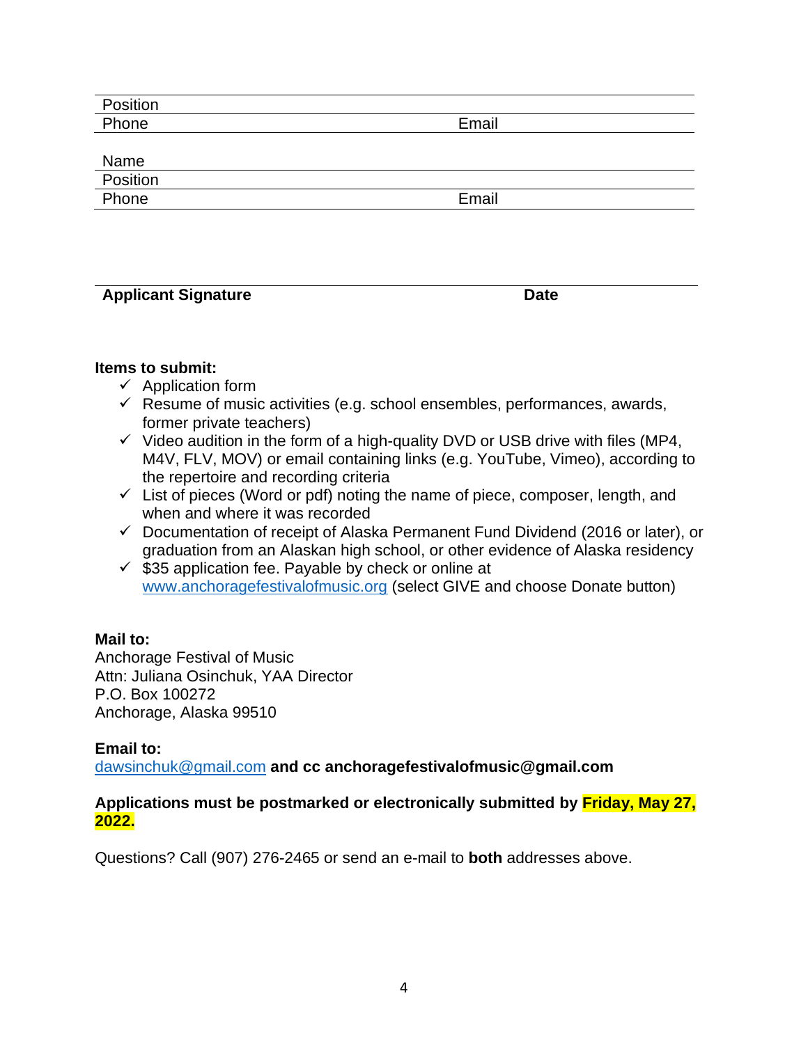Position

Phone Email

Name

Position

Phone Email

**Applicant Signature** **Date**

**Items to submit:**

- ✓ Application form
- ✓ Resume of music activities (e.g. school ensembles, performances, awards, former private teachers)
- ✓ Video audition in the form of a high-quality DVD or USB drive with files (MP4, M4V, FLV, MOV) or email containing links (e.g. YouTube, Vimeo), according to the repertoire and recording criteria
- ✓ List of pieces (Word or pdf) noting the name of piece, composer, length, and when and where it was recorded
- ✓ Documentation of receipt of Alaska Permanent Fund Dividend (2016 or later), or graduation from an Alaskan high school, or other evidence of Alaska residency
- ✓ $35 application fee. Payable by check or online at www.anchoragefestivalofmusic.org (select GIVE and choose Donate button)

**Mail to:**

Anchorage Festival of Music
Attn: Juliana Osinchuk, YAA Director
P.O. Box 100272
Anchorage, Alaska 99510

**Email to:**

dawsinchuk@gmail.com **and cc anchoragefestivalofmusic@gmail.com**

**Applications must be postmarked or electronically submitted by Friday, May 27, 2022.**

Questions? Call (907) 276-2465 or send an e-mail to **both** addresses above.